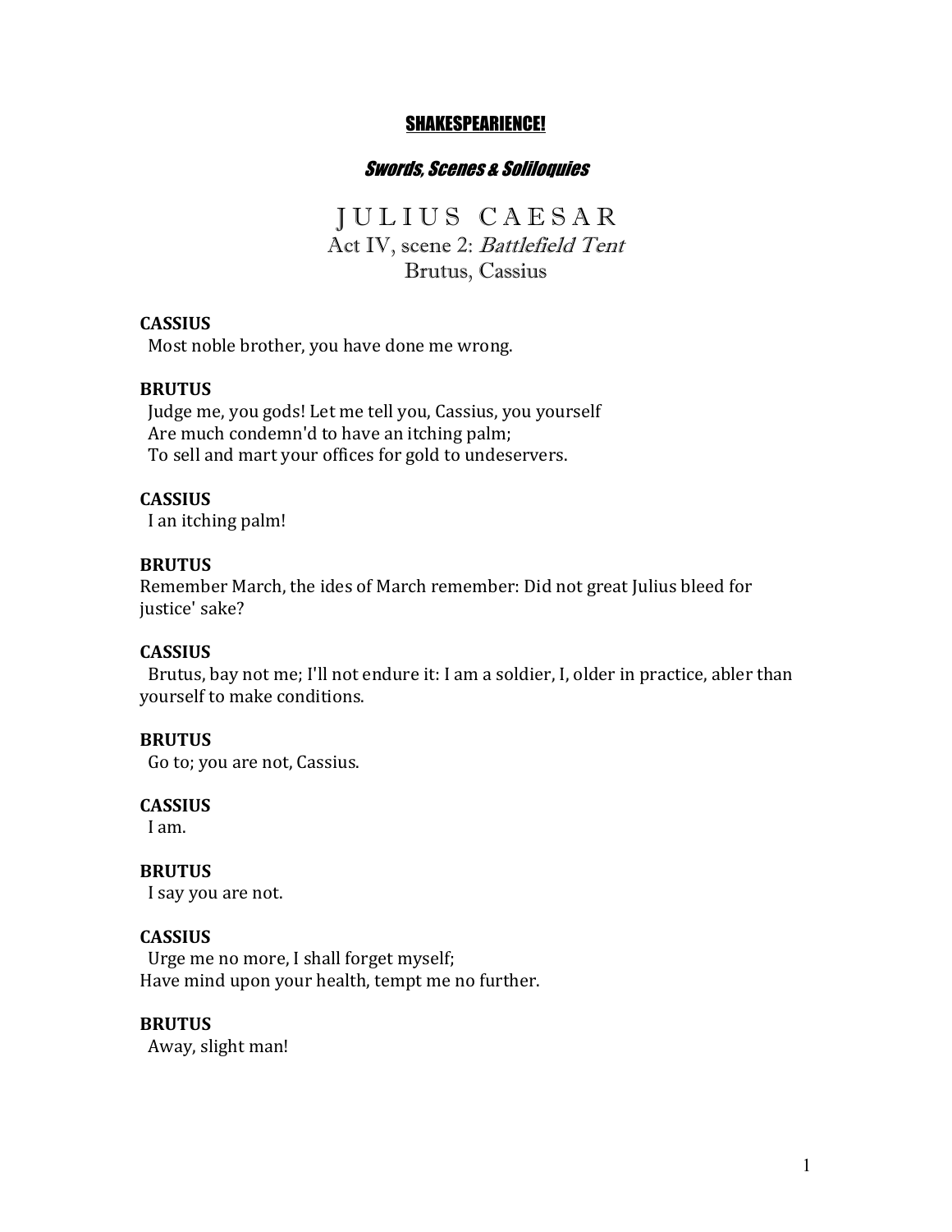**SHAKESPEARIENCE!**

***Swords, Scenes & Soliloquies***

# J U L I U S   C A E S A R

## Act IV, scene 2: *Battlefield Tent*

### Brutus, Cassius

**CASSIUS**
Most noble brother, you have done me wrong.

**BRUTUS**
Judge me, you gods! Let me tell you, Cassius, you yourself
Are much condemn'd to have an itching palm;
To sell and mart your offices for gold to undeservers.

**CASSIUS**
I an itching palm!

**BRUTUS**
Remember March, the ides of March remember: Did not great Julius bleed for justice' sake?

**CASSIUS**
Brutus, bay not me; I'll not endure it: I am a soldier, I, older in practice, abler than yourself to make conditions.

**BRUTUS**
Go to; you are not, Cassius.

**CASSIUS**
I am.

**BRUTUS**
I say you are not.

**CASSIUS**
Urge me no more, I shall forget myself;
Have mind upon your health, tempt me no further.

**BRUTUS**
Away, slight man!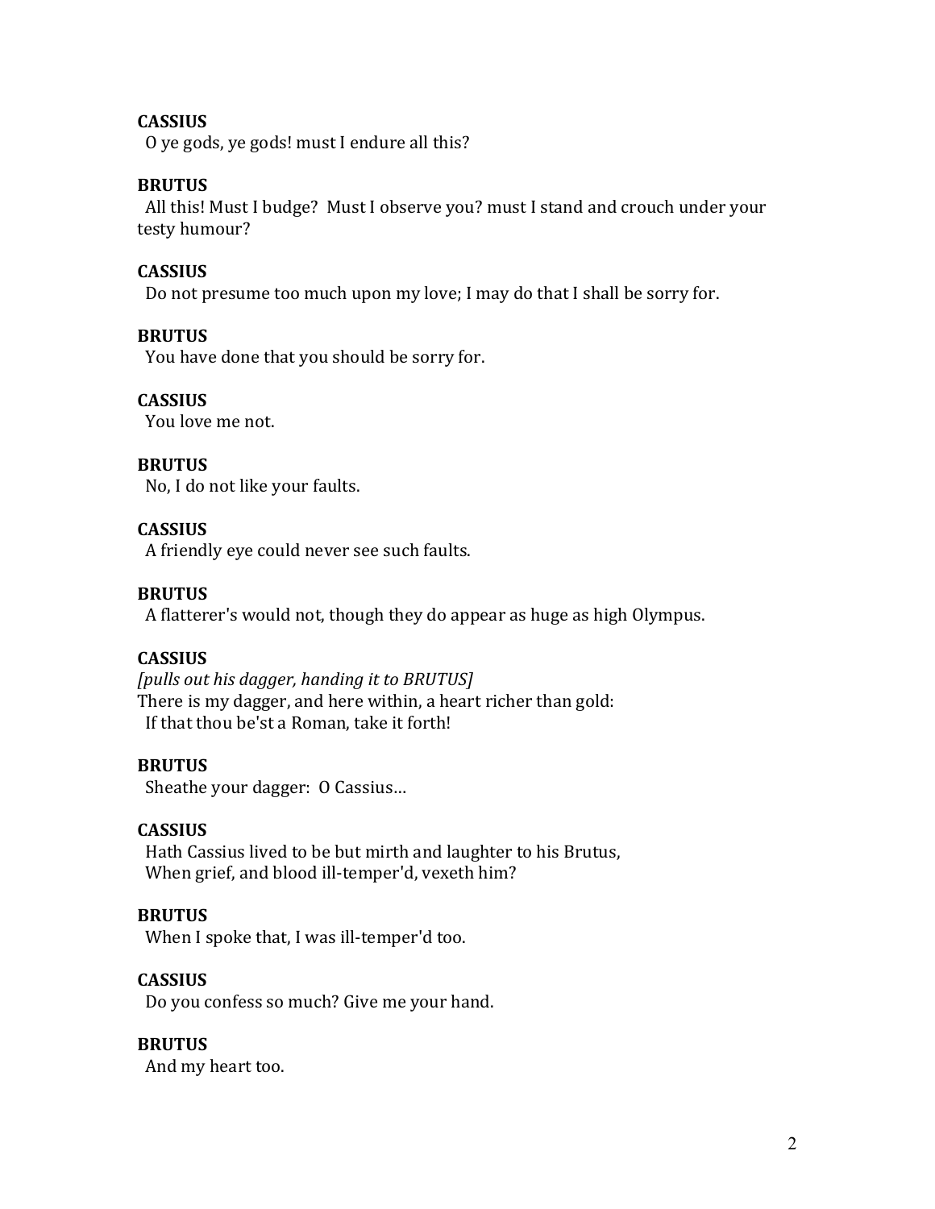**CASSIUS**
O ye gods, ye gods! must I endure all this?

**BRUTUS**
All this! Must I budge? Must I observe you? must I stand and crouch under your testy humour?

**CASSIUS**
Do not presume too much upon my love; I may do that I shall be sorry for.

**BRUTUS**
You have done that you should be sorry for.

**CASSIUS**
You love me not.

**BRUTUS**
No, I do not like your faults.

**CASSIUS**
A friendly eye could never see such faults.

**BRUTUS**
A flatterer's would not, though they do appear as huge as high Olympus.

**CASSIUS**
*[pulls out his dagger, handing it to BRUTUS]*
There is my dagger, and here within, a heart richer than gold:
If that thou be'st a Roman, take it forth!

**BRUTUS**
Sheathe your dagger: O Cassius…

**CASSIUS**
Hath Cassius lived to be but mirth and laughter to his Brutus,
When grief, and blood ill-temper'd, vexeth him?

**BRUTUS**
When I spoke that, I was ill-temper'd too.

**CASSIUS**
Do you confess so much? Give me your hand.

**BRUTUS**
And my heart too.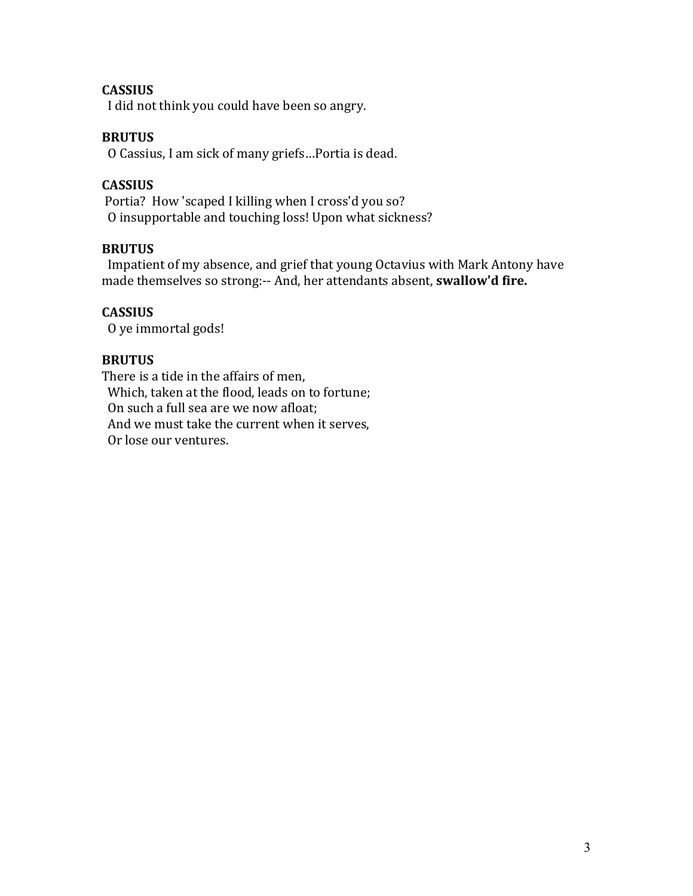**CASSIUS**
I did not think you could have been so angry.

**BRUTUS**
O Cassius, I am sick of many griefs…Portia is dead.

**CASSIUS**
Portia? How 'scaped I killing when I cross'd you so?
O insupportable and touching loss! Upon what sickness?

**BRUTUS**
Impatient of my absence, and grief that young Octavius with Mark Antony have made themselves so strong:-- And, her attendants absent, **swallow'd fire.**

**CASSIUS**
O ye immortal gods!

**BRUTUS**
There is a tide in the affairs of men,
Which, taken at the flood, leads on to fortune;
On such a full sea are we now afloat;
And we must take the current when it serves,
Or lose our ventures.